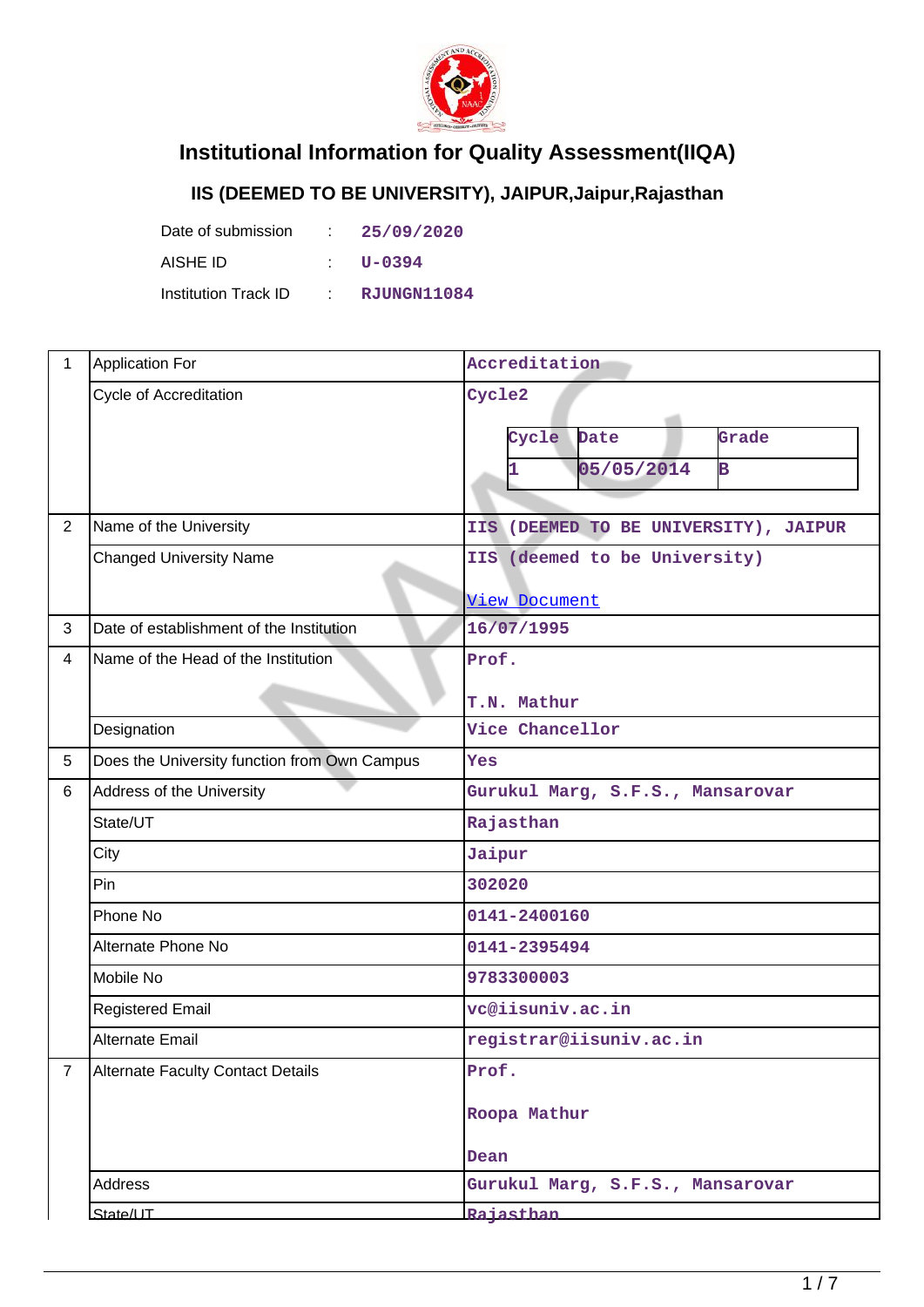# Institutional Information for Quality Assessment(IIQA)

## IIS (DEEMED TO BE UNIVERSITY), JAIPUR,Jaipur,Rajasthan

Date of submission : 25/09/2020

AISHE ID : U-0394

Institution Track ID : RJUNGN11084

| | | |
|---|---|---|
| 1 | Application For | Accreditation |
| | Cycle of Accreditation | Cycle2<br><br>Cycle \| Date \| Grade<br>1 \| 05/05/2014 \| B |
| 2 | Name of the University | IIS (DEEMED TO BE UNIVERSITY), JAIPUR |
| | Changed University Name | IIS (deemed to be University)<br><br>View Document |
| 3 | Date of establishment of the Institution | 16/07/1995 |
| 4 | Name of the Head of the Institution | Prof.<br><br>T.N. Mathur |
| | Designation | Vice Chancellor |
| 5 | Does the University function from Own Campus | Yes |
| 6 | Address of the University | Gurukul Marg, S.F.S., Mansarovar |
| | State/UT | Rajasthan |
| | City | Jaipur |
| | Pin | 302020 |
| | Phone No | 0141-2400160 |
| | Alternate Phone No | 0141-2395494 |
| | Mobile No | 9783300003 |
| | Registered Email | vc@iisuniv.ac.in |
| | Alternate Email | registrar@iisuniv.ac.in |
| 7 | Alternate Faculty Contact Details | Prof.<br><br>Roopa Mathur<br><br>Dean |
| | Address | Gurukul Marg, S.F.S., Mansarovar |
| | State/UT | Rajasthan |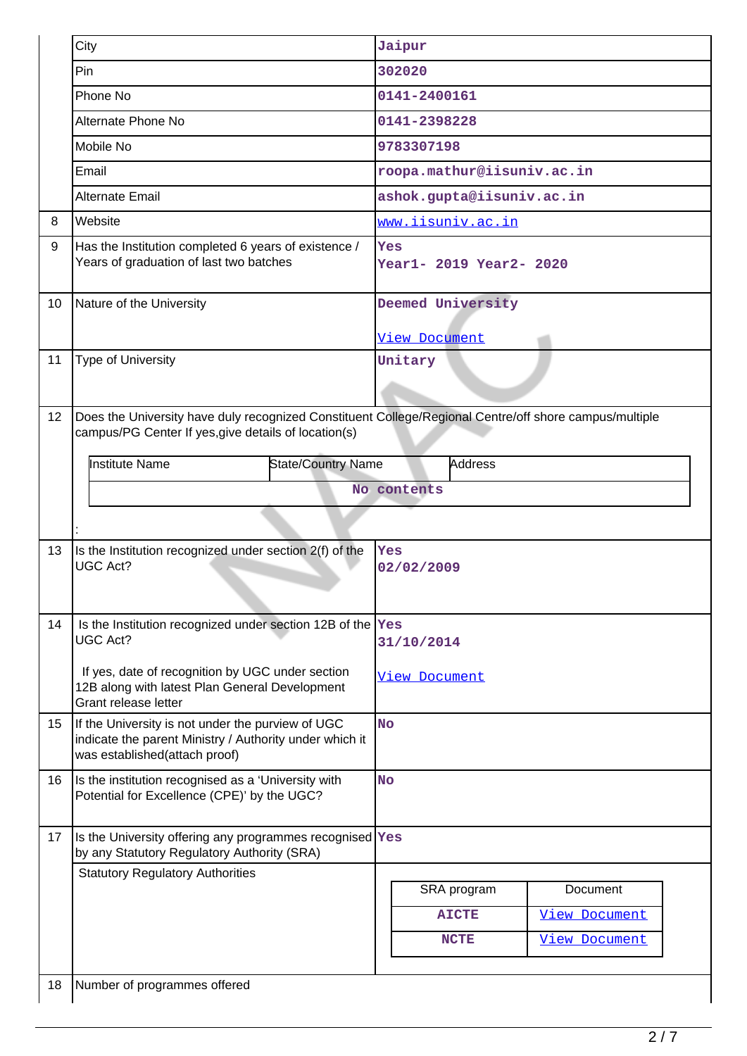| | | |
|---|---|---|
| | City | Jaipur |
| | Pin | 302020 |
| | Phone No | 0141-2400161 |
| | Alternate Phone No | 0141-2398228 |
| | Mobile No | 9783307198 |
| | Email | roopa.mathur@iisuniv.ac.in |
| | Alternate Email | ashok.gupta@iisuniv.ac.in |
| 8 | Website | www.iisuniv.ac.in |
| 9 | Has the Institution completed 6 years of existence / Years of graduation of last two batches | Yes<br>Year1- 2019 Year2- 2020 |
| 10 | Nature of the University | Deemed University<br><br>View Document |
| 11 | Type of University | Unitary |
| 12 | Does the University have duly recognized Constituent College/Regional Centre/off shore campus/multiple campus/PG Center If yes,give details of location(s) | |

| Institute Name | State/Country Name | Address |
|---|---|---|
| No contents | | |

:

| | | |
|---|---|---|
| 13 | Is the Institution recognized under section 2(f) of the UGC Act? | Yes<br>02/02/2009 |
| 14 | Is the Institution recognized under section 12B of the UGC Act?<br><br>If yes, date of recognition by UGC under section 12B along with latest Plan General Development Grant release letter | Yes<br>31/10/2014<br><br>View Document |
| 15 | If the University is not under the purview of UGC indicate the parent Ministry / Authority under which it was established(attach proof) | No |
| 16 | Is the institution recognised as a 'University with Potential for Excellence (CPE)' by the UGC? | No |
| 17 | Is the University offering any programmes recognised by any Statutory Regulatory Authority (SRA) | Yes |
| | Statutory Regulatory Authorities | |

| SRA program | Document |
|---|---|
| AICTE | View Document |
| NCTE | View Document |

| | | |
|---|---|---|
| 18 | Number of programmes offered | |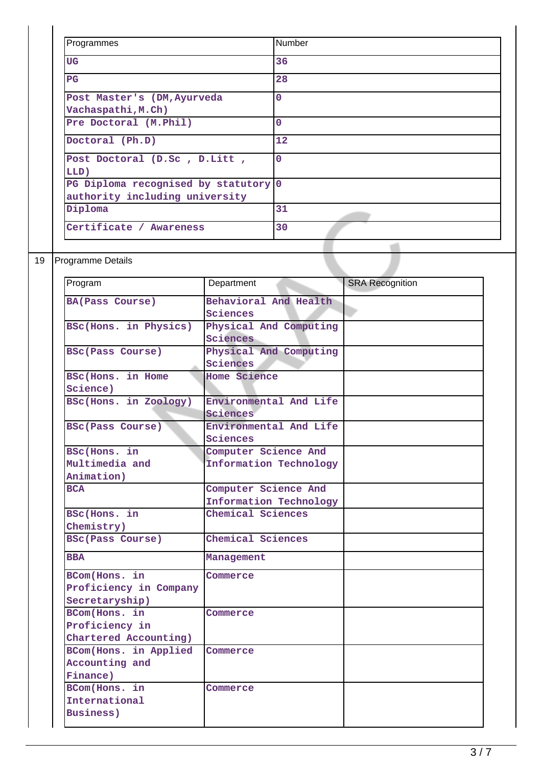| Programmes | Number |
|---|---|
| UG | 36 |
| PG | 28 |
| Post Master's (DM,Ayurveda Vachaspathi,M.Ch) | 0 |
| Pre Doctoral (M.Phil) | 0 |
| Doctoral (Ph.D) | 12 |
| Post Doctoral (D.Sc , D.Litt , LLD) | 0 |
| PG Diploma recognised by statutory authority including university | 0 |
| Diploma | 31 |
| Certificate / Awareness | 30 |

19 Programme Details

| Program | Department | SRA Recognition |
|---|---|---|
| BA(Pass Course) | Behavioral And Health Sciences | |
| BSc(Hons. in Physics) | Physical And Computing Sciences | |
| BSc(Pass Course) | Physical And Computing Sciences | |
| BSc(Hons. in Home Science) | Home Science | |
| BSc(Hons. in Zoology) | Environmental And Life Sciences | |
| BSc(Pass Course) | Environmental And Life Sciences | |
| BSc(Hons. in Multimedia and Animation) | Computer Science And Information Technology | |
| BCA | Computer Science And Information Technology | |
| BSc(Hons. in Chemistry) | Chemical Sciences | |
| BSc(Pass Course) | Chemical Sciences | |
| BBA | Management | |
| BCom(Hons. in Proficiency in Company Secretaryship) | Commerce | |
| BCom(Hons. in Proficiency in Chartered Accounting) | Commerce | |
| BCom(Hons. in Applied Accounting and Finance) | Commerce | |
| BCom(Hons. in International Business) | Commerce | |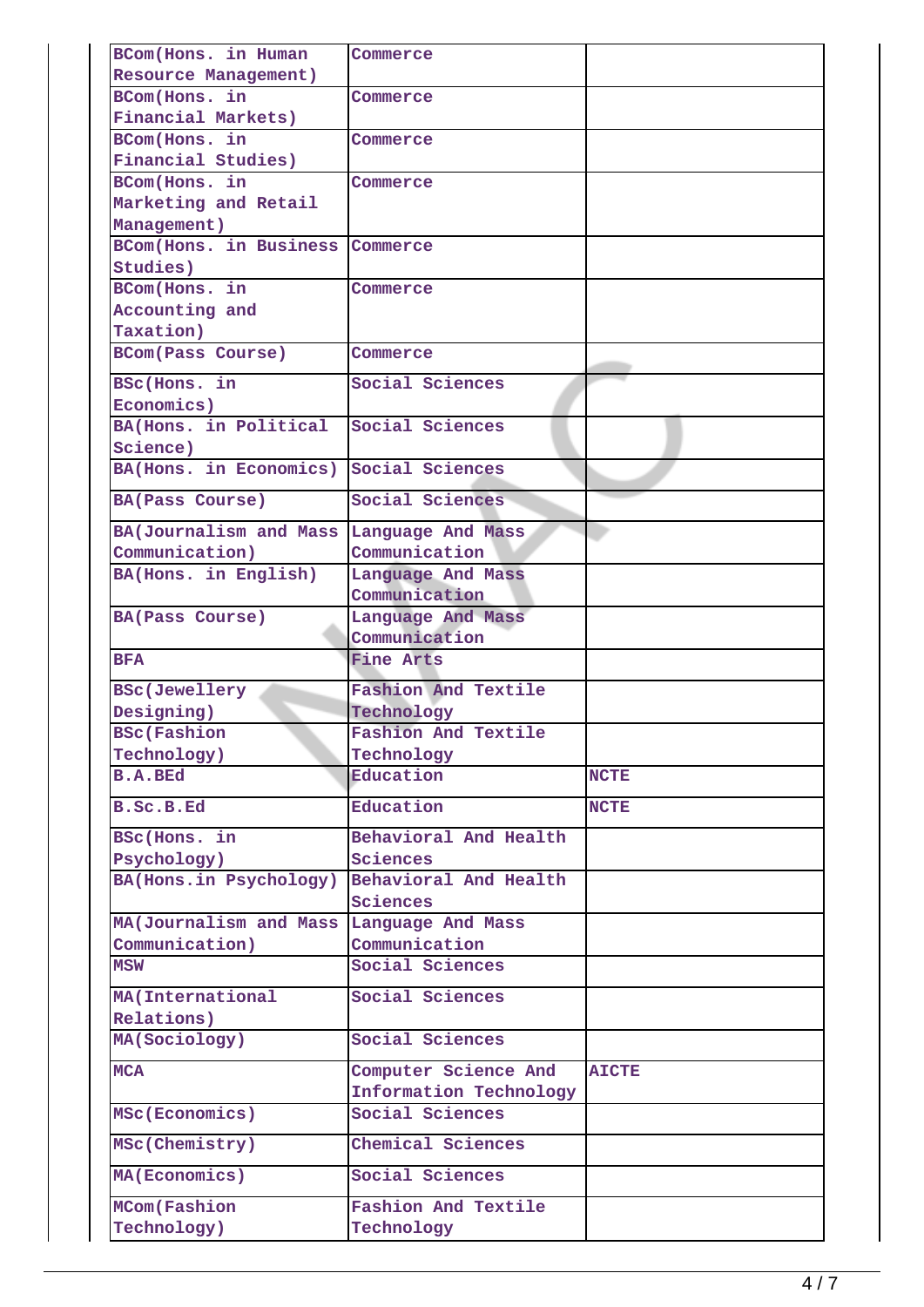| | | |
|---|---|---|
| BCom(Hons. in Human Resource Management) | Commerce | |
| BCom(Hons. in Financial Markets) | Commerce | |
| BCom(Hons. in Financial Studies) | Commerce | |
| BCom(Hons. in Marketing and Retail Management) | Commerce | |
| BCom(Hons. in Business Studies) | Commerce | |
| BCom(Hons. in Accounting and Taxation) | Commerce | |
| BCom(Pass Course) | Commerce | |
| BSc(Hons. in Economics) | Social Sciences | |
| BA(Hons. in Political Science) | Social Sciences | |
| BA(Hons. in Economics) | Social Sciences | |
| BA(Pass Course) | Social Sciences | |
| BA(Journalism and Mass Communication) | Language And Mass Communication | |
| BA(Hons. in English) | Language And Mass Communication | |
| BA(Pass Course) | Language And Mass Communication | |
| BFA | Fine Arts | |
| BSc(Jewellery Designing) | Fashion And Textile Technology | |
| BSc(Fashion Technology) | Fashion And Textile Technology | |
| B.A.BEd | Education | NCTE |
| B.Sc.B.Ed | Education | NCTE |
| BSc(Hons. in Psychology) | Behavioral And Health Sciences | |
| BA(Hons.in Psychology) | Behavioral And Health Sciences | |
| MA(Journalism and Mass Communication) | Language And Mass Communication | |
| MSW | Social Sciences | |
| MA(International Relations) | Social Sciences | |
| MA(Sociology) | Social Sciences | |
| MCA | Computer Science And Information Technology | AICTE |
| MSc(Economics) | Social Sciences | |
| MSc(Chemistry) | Chemical Sciences | |
| MA(Economics) | Social Sciences | |
| MCom(Fashion Technology) | Fashion And Textile Technology | |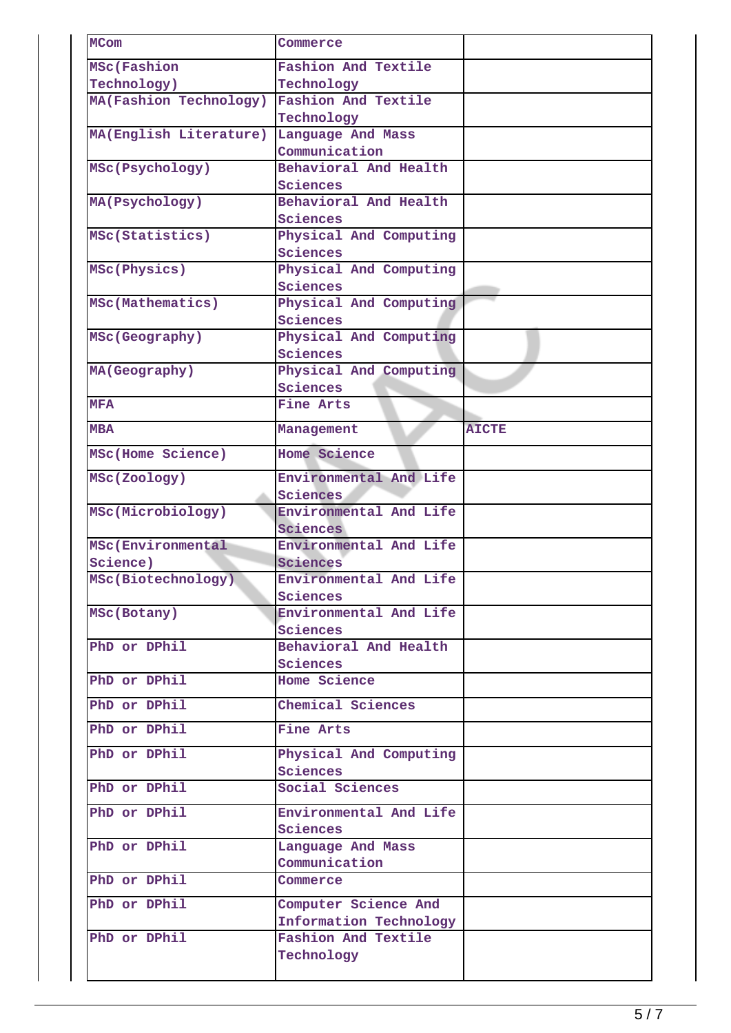| MCom | Commerce | |
|---|---|---|
| MSc(Fashion Technology) | Fashion And Textile Technology | |
| MA(Fashion Technology) | Fashion And Textile Technology | |
| MA(English Literature) | Language And Mass Communication | |
| MSc(Psychology) | Behavioral And Health Sciences | |
| MA(Psychology) | Behavioral And Health Sciences | |
| MSc(Statistics) | Physical And Computing Sciences | |
| MSc(Physics) | Physical And Computing Sciences | |
| MSc(Mathematics) | Physical And Computing Sciences | |
| MSc(Geography) | Physical And Computing Sciences | |
| MA(Geography) | Physical And Computing Sciences | |
| MFA | Fine Arts | |
| MBA | Management | AICTE |
| MSc(Home Science) | Home Science | |
| MSc(Zoology) | Environmental And Life Sciences | |
| MSc(Microbiology) | Environmental And Life Sciences | |
| MSc(Environmental Science) | Environmental And Life Sciences | |
| MSc(Biotechnology) | Environmental And Life Sciences | |
| MSc(Botany) | Environmental And Life Sciences | |
| PhD or DPhil | Behavioral And Health Sciences | |
| PhD or DPhil | Home Science | |
| PhD or DPhil | Chemical Sciences | |
| PhD or DPhil | Fine Arts | |
| PhD or DPhil | Physical And Computing Sciences | |
| PhD or DPhil | Social Sciences | |
| PhD or DPhil | Environmental And Life Sciences | |
| PhD or DPhil | Language And Mass Communication | |
| PhD or DPhil | Commerce | |
| PhD or DPhil | Computer Science And Information Technology | |
| PhD or DPhil | Fashion And Textile Technology | |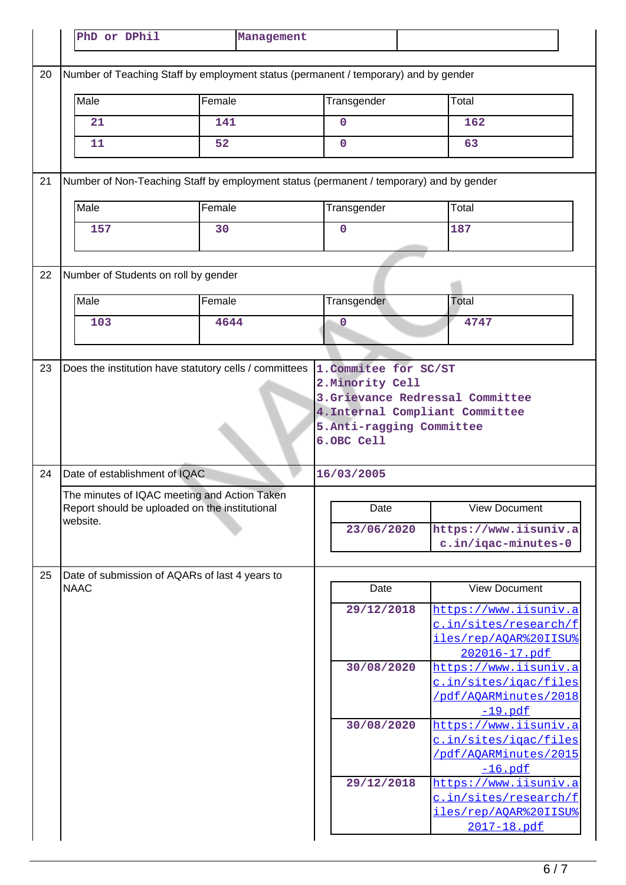| PhD or DPhil | Management | |
|---|---|---|

**20** Number of Teaching Staff by employment status (permanent / temporary) and by gender

| Male | Female | Transgender | Total |
|---|---|---|---|
| 21 | 141 | 0 | 162 |
| 11 | 52 | 0 | 63 |

**21** Number of Non-Teaching Staff by employment status (permanent / temporary) and by gender

| Male | Female | Transgender | Total |
|---|---|---|---|
| 157 | 30 | 0 | 187 |

**22** Number of Students on roll by gender

| Male | Female | Transgender | Total |
|---|---|---|---|
| 103 | 4644 | 0 | 4747 |

**23** Does the institution have statutory cells / committees

1.Commitee for SC/ST
2.Minority Cell
3.Grievance Redressal Committee
4.Internal Compliant Committee
5.Anti-ragging Committee
6.OBC Cell

**24** Date of establishment of IQAC: 16/03/2005

The minutes of IQAC meeting and Action Taken Report should be uploaded on the institutional website.

| Date | View Document |
|---|---|
| 23/06/2020 | https://www.iisuniv.ac.in/iqac-minutes-0 |

**25** Date of submission of AQARs of last 4 years to NAAC

| Date | View Document |
|---|---|
| 29/12/2018 | https://www.iisuniv.ac.in/sites/research/files/rep/AQAR%20IISU%202016-17.pdf |
| 30/08/2020 | https://www.iisuniv.ac.in/sites/iqac/files/pdf/AQARMinutes/2018-19.pdf |
| 30/08/2020 | https://www.iisuniv.ac.in/sites/iqac/files/pdf/AQARMinutes/2015-16.pdf |
| 29/12/2018 | https://www.iisuniv.ac.in/sites/research/files/rep/AQAR%20IISU%2017-18.pdf |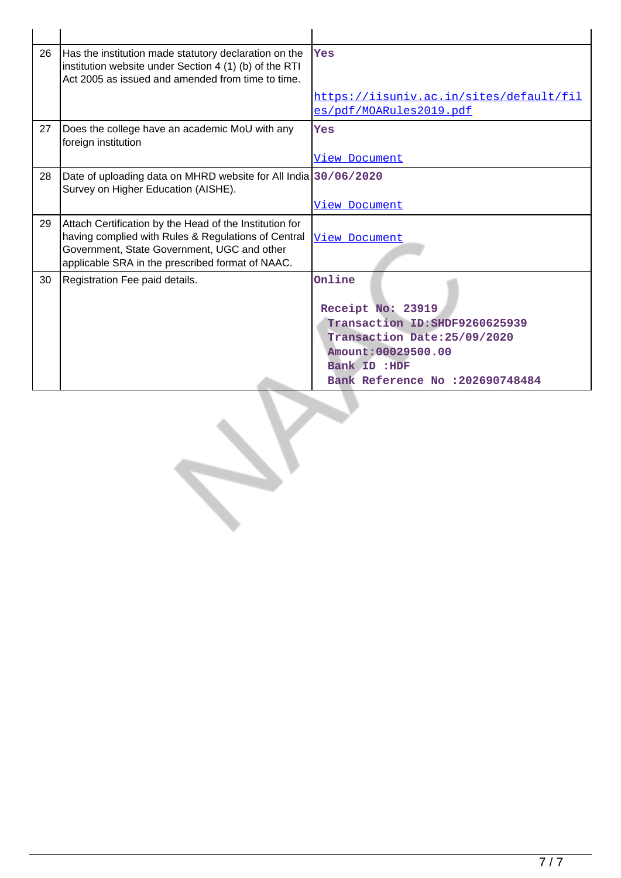| | | |
|---|---|---|
| 26 | Has the institution made statutory declaration on the institution website under Section 4 (1) (b) of the RTI Act 2005 as issued and amended from time to time. | **Yes**<br><br>https://iisuniv.ac.in/sites/default/files/pdf/MOARules2019.pdf |
| 27 | Does the college have an academic MoU with any foreign institution | **Yes**<br><br>View Document |
| 28 | Date of uploading data on MHRD website for All India Survey on Higher Education (AISHE). | **30/06/2020**<br><br>View Document |
| 29 | Attach Certification by the Head of the Institution for having complied with Rules & Regulations of Central Government, State Government, UGC and other applicable SRA in the prescribed format of NAAC. | View Document |
| 30 | Registration Fee paid details. | **Online**<br><br>**Receipt No: 23919**<br>**Transaction ID:SHDF9260625939**<br>**Transaction Date:25/09/2020**<br>**Amount:00029500.00**<br>**Bank ID :HDF**<br>**Bank Reference No :202690748484** |